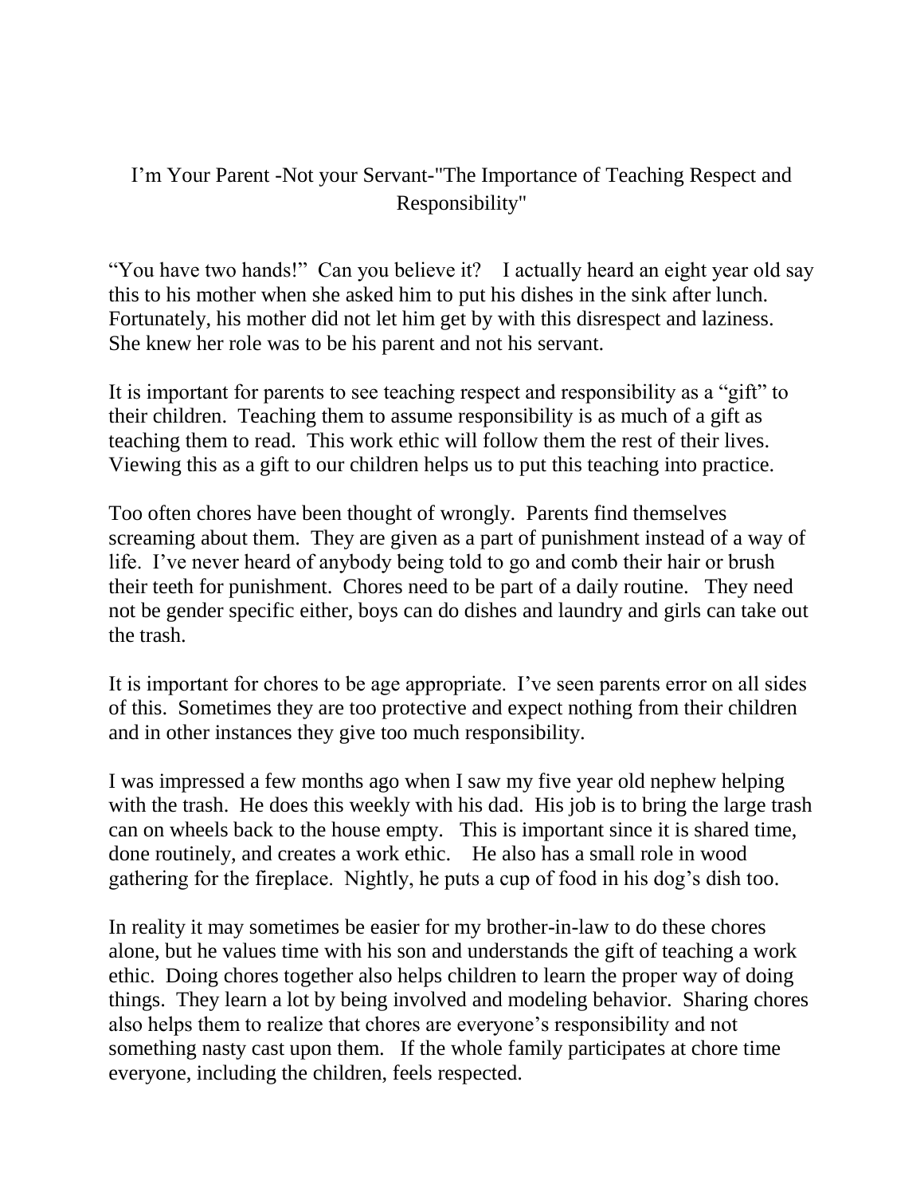# I'm Your Parent -Not your Servant-"The Importance of Teaching Respect and Responsibility"

"You have two hands!" Can you believe it? I actually heard an eight year old say this to his mother when she asked him to put his dishes in the sink after lunch. Fortunately, his mother did not let him get by with this disrespect and laziness. She knew her role was to be his parent and not his servant.

It is important for parents to see teaching respect and responsibility as a "gift" to their children. Teaching them to assume responsibility is as much of a gift as teaching them to read. This work ethic will follow them the rest of their lives. Viewing this as a gift to our children helps us to put this teaching into practice.

Too often chores have been thought of wrongly. Parents find themselves screaming about them. They are given as a part of punishment instead of a way of life. I've never heard of anybody being told to go and comb their hair or brush their teeth for punishment. Chores need to be part of a daily routine. They need not be gender specific either, boys can do dishes and laundry and girls can take out the trash.

It is important for chores to be age appropriate. I've seen parents error on all sides of this. Sometimes they are too protective and expect nothing from their children and in other instances they give too much responsibility.

I was impressed a few months ago when I saw my five year old nephew helping with the trash. He does this weekly with his dad. His job is to bring the large trash can on wheels back to the house empty. This is important since it is shared time, done routinely, and creates a work ethic. He also has a small role in wood gathering for the fireplace. Nightly, he puts a cup of food in his dog's dish too.

In reality it may sometimes be easier for my brother-in-law to do these chores alone, but he values time with his son and understands the gift of teaching a work ethic. Doing chores together also helps children to learn the proper way of doing things. They learn a lot by being involved and modeling behavior. Sharing chores also helps them to realize that chores are everyone's responsibility and not something nasty cast upon them. If the whole family participates at chore time everyone, including the children, feels respected.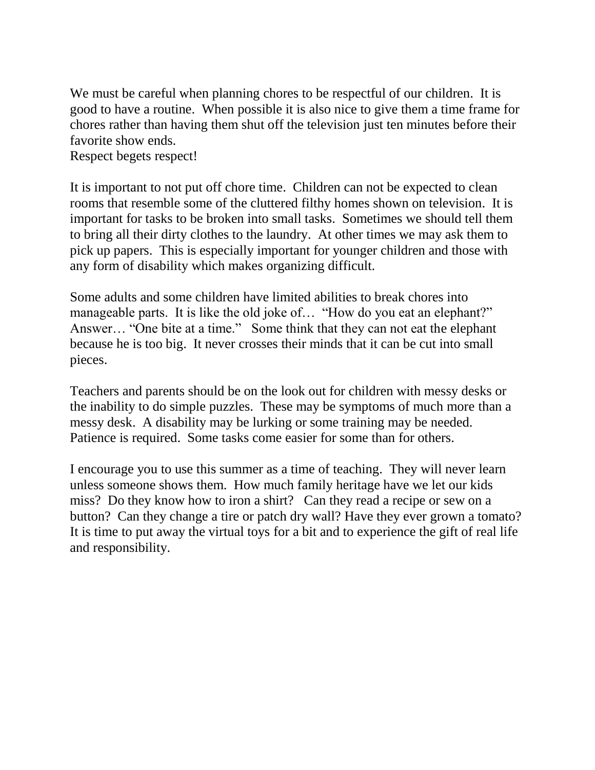We must be careful when planning chores to be respectful of our children. It is good to have a routine. When possible it is also nice to give them a time frame for chores rather than having them shut off the television just ten minutes before their favorite show ends.
Respect begets respect!

It is important to not put off chore time. Children can not be expected to clean rooms that resemble some of the cluttered filthy homes shown on television. It is important for tasks to be broken into small tasks. Sometimes we should tell them to bring all their dirty clothes to the laundry. At other times we may ask them to pick up papers. This is especially important for younger children and those with any form of disability which makes organizing difficult.

Some adults and some children have limited abilities to break chores into manageable parts. It is like the old joke of… "How do you eat an elephant?" Answer… "One bite at a time." Some think that they can not eat the elephant because he is too big. It never crosses their minds that it can be cut into small pieces.

Teachers and parents should be on the look out for children with messy desks or the inability to do simple puzzles. These may be symptoms of much more than a messy desk. A disability may be lurking or some training may be needed. Patience is required. Some tasks come easier for some than for others.

I encourage you to use this summer as a time of teaching. They will never learn unless someone shows them. How much family heritage have we let our kids miss? Do they know how to iron a shirt? Can they read a recipe or sew on a button? Can they change a tire or patch dry wall? Have they ever grown a tomato? It is time to put away the virtual toys for a bit and to experience the gift of real life and responsibility.